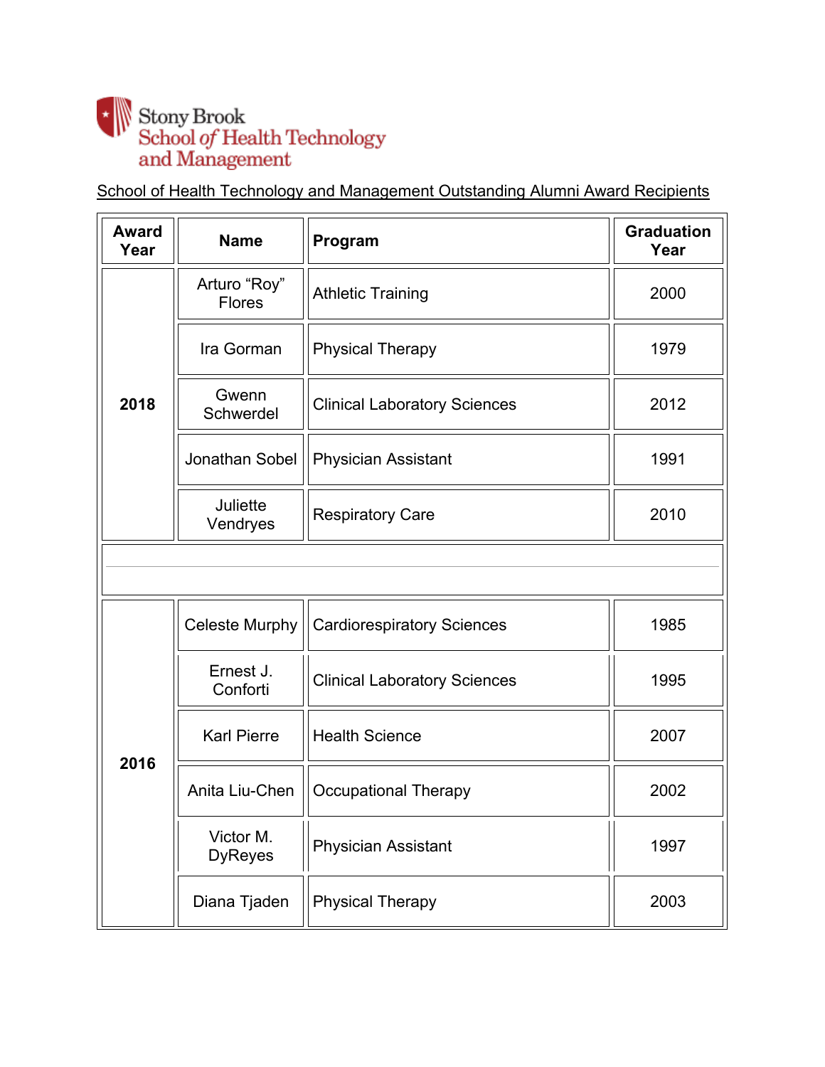Stony Brook
School of Health Technology and Management

School of Health Technology and Management Outstanding Alumni Award Recipients

| Award Year | Name | Program | Graduation Year |
|---|---|---|---|
| 2018 | Arturo "Roy" Flores | Athletic Training | 2000 |
| | Ira Gorman | Physical Therapy | 1979 |
| | Gwenn Schwerdel | Clinical Laboratory Sciences | 2012 |
| | Jonathan Sobel | Physician Assistant | 1991 |
| | Juliette Vendryes | Respiratory Care | 2010 |
| | | | |
| 2016 | Celeste Murphy | Cardiorespiratory Sciences | 1985 |
| | Ernest J. Conforti | Clinical Laboratory Sciences | 1995 |
| | Karl Pierre | Health Science | 2007 |
| | Anita Liu-Chen | Occupational Therapy | 2002 |
| | Victor M. DyReyes | Physician Assistant | 1997 |
| | Diana Tjaden | Physical Therapy | 2003 |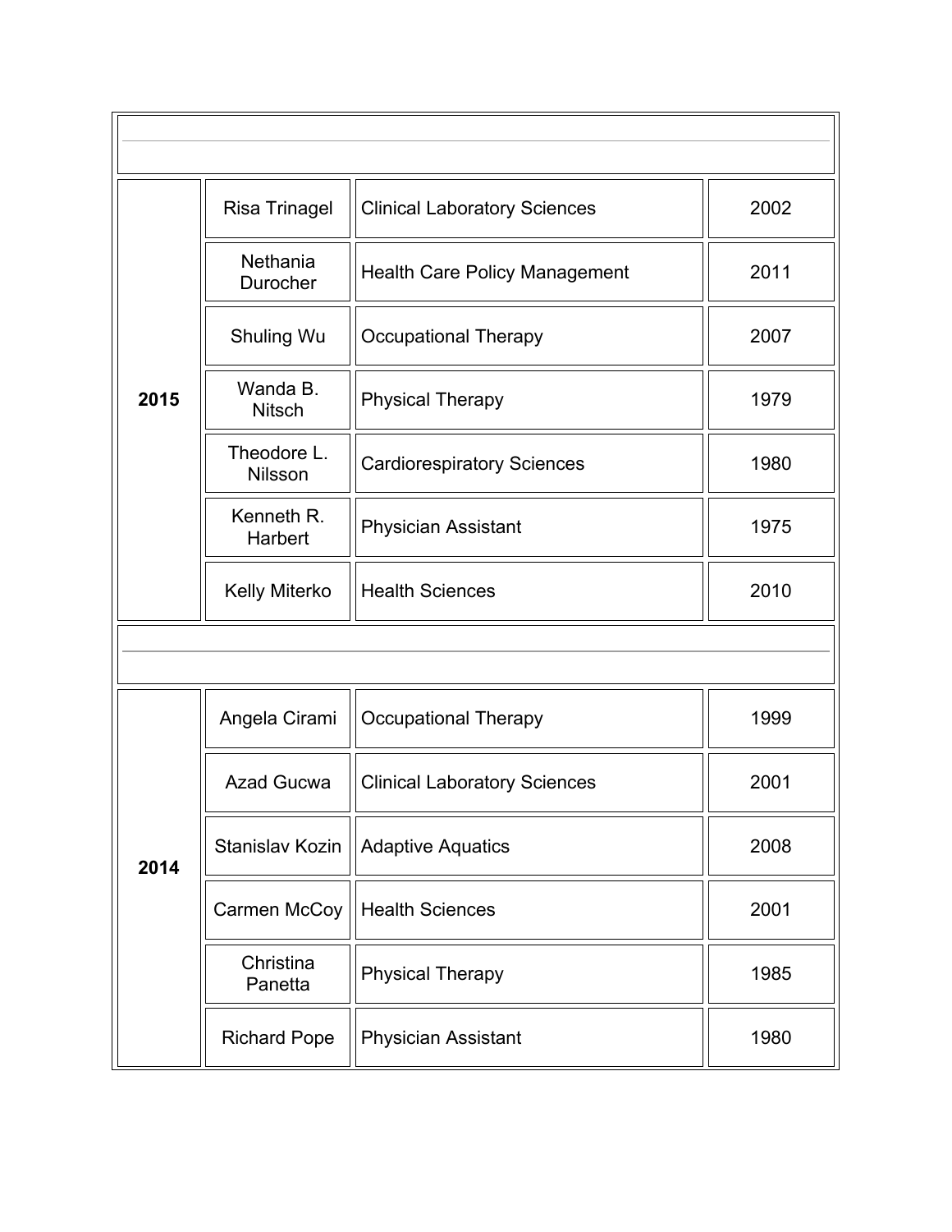| | | | |
|---|---|---|---|
| **2015** | Risa Trinagel | Clinical Laboratory Sciences | 2002 |
| | Nethania Durocher | Health Care Policy Management | 2011 |
| | Shuling Wu | Occupational Therapy | 2007 |
| | Wanda B. Nitsch | Physical Therapy | 1979 |
| | Theodore L. Nilsson | Cardiorespiratory Sciences | 1980 |
| | Kenneth R. Harbert | Physician Assistant | 1975 |
| | Kelly Miterko | Health Sciences | 2010 |

| | | | |
|---|---|---|---|
| **2014** | Angela Cirami | Occupational Therapy | 1999 |
| | Azad Gucwa | Clinical Laboratory Sciences | 2001 |
| | Stanislav Kozin | Adaptive Aquatics | 2008 |
| | Carmen McCoy | Health Sciences | 2001 |
| | Christina Panetta | Physical Therapy | 1985 |
| | Richard Pope | Physician Assistant | 1980 |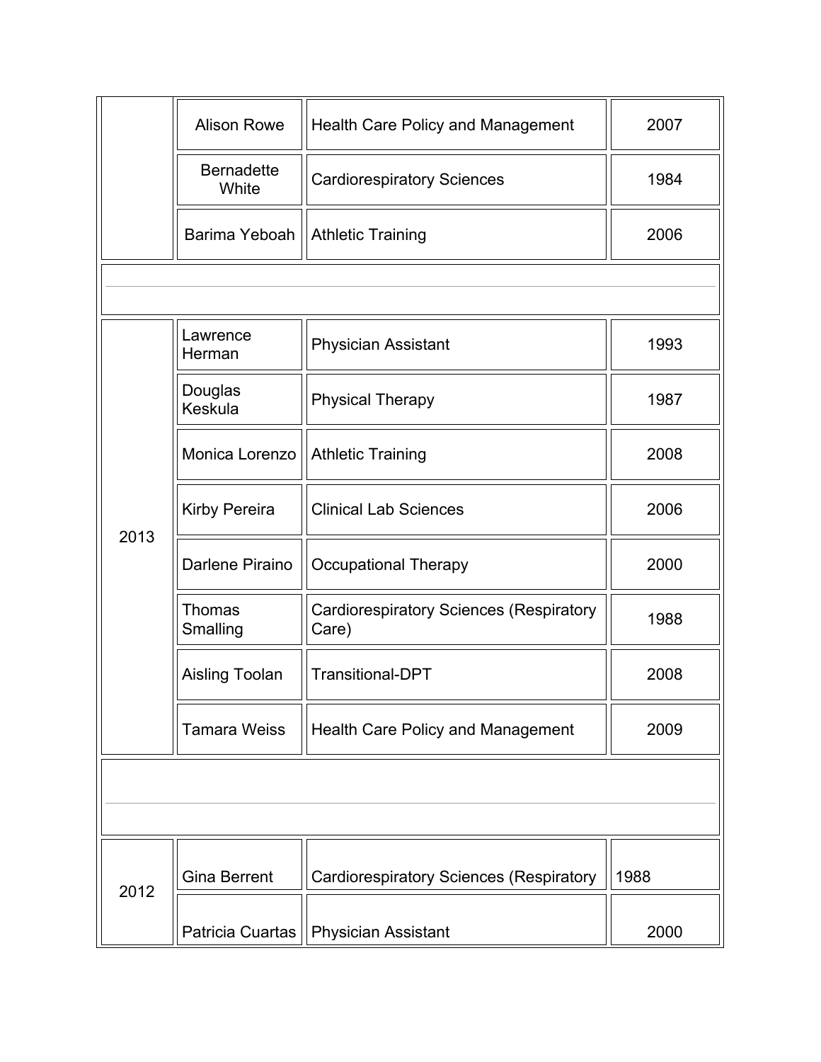| Year | Name | Program | Class |
|---|---|---|---|
| | Alison Rowe | Health Care Policy and Management | 2007 |
| | Bernadette White | Cardiorespiratory Sciences | 1984 |
| | Barima Yeboah | Athletic Training | 2006 |
| 2013 | Lawrence Herman | Physician Assistant | 1993 |
| | Douglas Keskula | Physical Therapy | 1987 |
| | Monica Lorenzo | Athletic Training | 2008 |
| | Kirby Pereira | Clinical Lab Sciences | 2006 |
| | Darlene Piraino | Occupational Therapy | 2000 |
| | Thomas Smalling | Cardiorespiratory Sciences (Respiratory Care) | 1988 |
| | Aisling Toolan | Transitional-DPT | 2008 |
| | Tamara Weiss | Health Care Policy and Management | 2009 |
| 2012 | Gina Berrent | Cardiorespiratory Sciences (Respiratory | 1988 |
| | Patricia Cuartas | Physician Assistant | 2000 |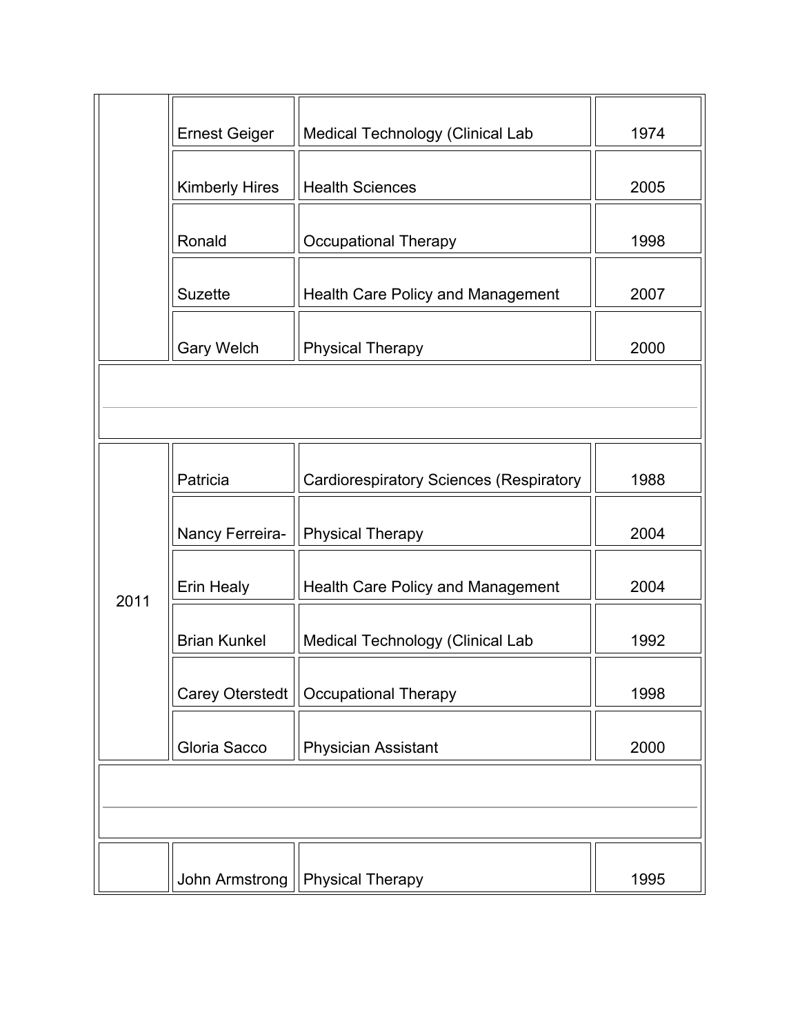| | | | |
|---|---|---|---|
| | Ernest Geiger | Medical Technology (Clinical Lab | 1974 |
| | Kimberly Hires | Health Sciences | 2005 |
| | Ronald | Occupational Therapy | 1998 |
| | Suzette | Health Care Policy and Management | 2007 |
| | Gary Welch | Physical Therapy | 2000 |
| | | | |
| 2011 | Patricia | Cardiorespiratory Sciences (Respiratory | 1988 |
| | Nancy Ferreira- | Physical Therapy | 2004 |
| | Erin Healy | Health Care Policy and Management | 2004 |
| | Brian Kunkel | Medical Technology (Clinical Lab | 1992 |
| | Carey Oterstedt | Occupational Therapy | 1998 |
| | Gloria Sacco | Physician Assistant | 2000 |
| | | | |
| | John Armstrong | Physical Therapy | 1995 |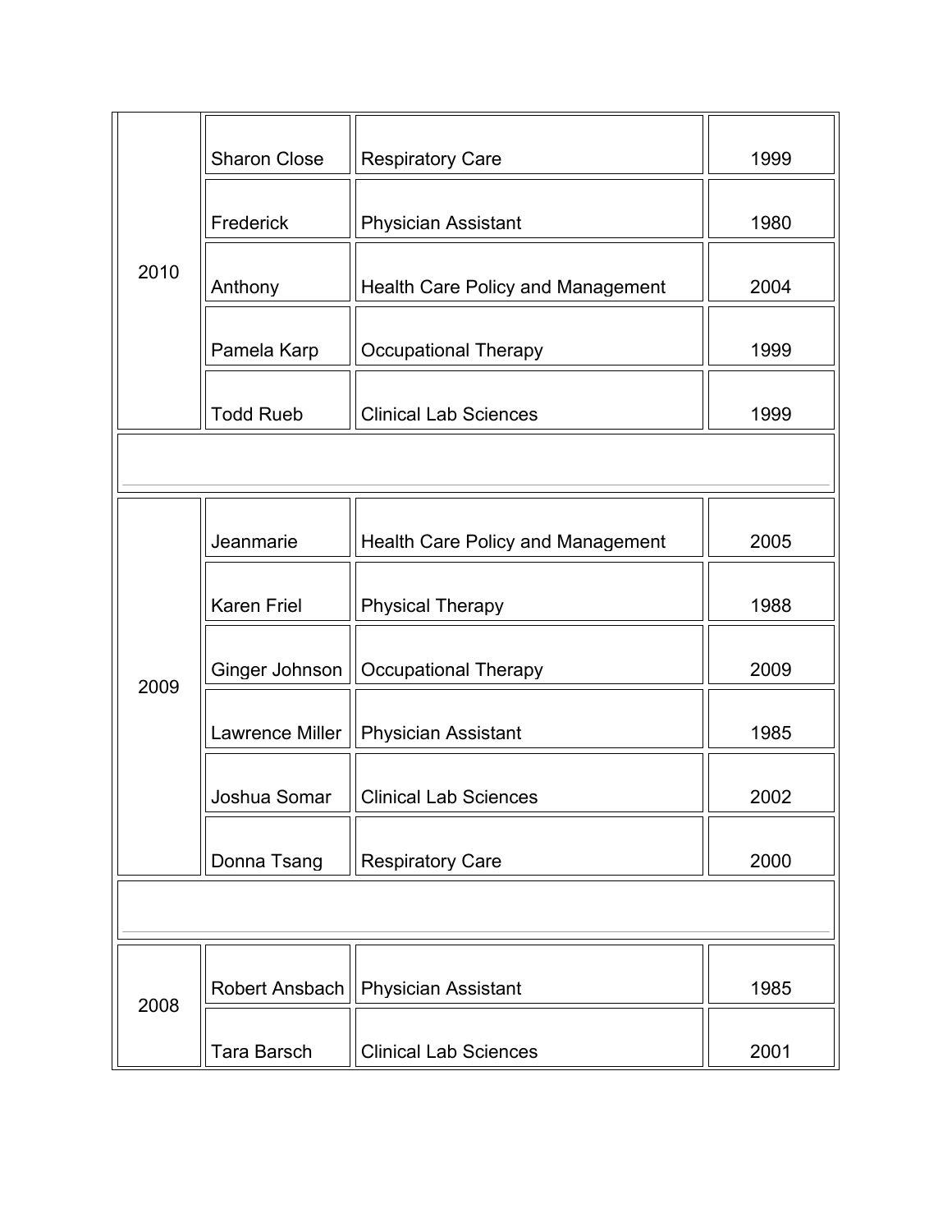| | | | |
|---|---|---|---|
| 2010 | Sharon Close | Respiratory Care | 1999 |
| | Frederick | Physician Assistant | 1980 |
| | Anthony | Health Care Policy and Management | 2004 |
| | Pamela Karp | Occupational Therapy | 1999 |
| | Todd Rueb | Clinical Lab Sciences | 1999 |
| | | | |
| 2009 | Jeanmarie | Health Care Policy and Management | 2005 |
| | Karen Friel | Physical Therapy | 1988 |
| | Ginger Johnson | Occupational Therapy | 2009 |
| | Lawrence Miller | Physician Assistant | 1985 |
| | Joshua Somar | Clinical Lab Sciences | 2002 |
| | Donna Tsang | Respiratory Care | 2000 |
| | | | |
| 2008 | Robert Ansbach | Physician Assistant | 1985 |
| | Tara Barsch | Clinical Lab Sciences | 2001 |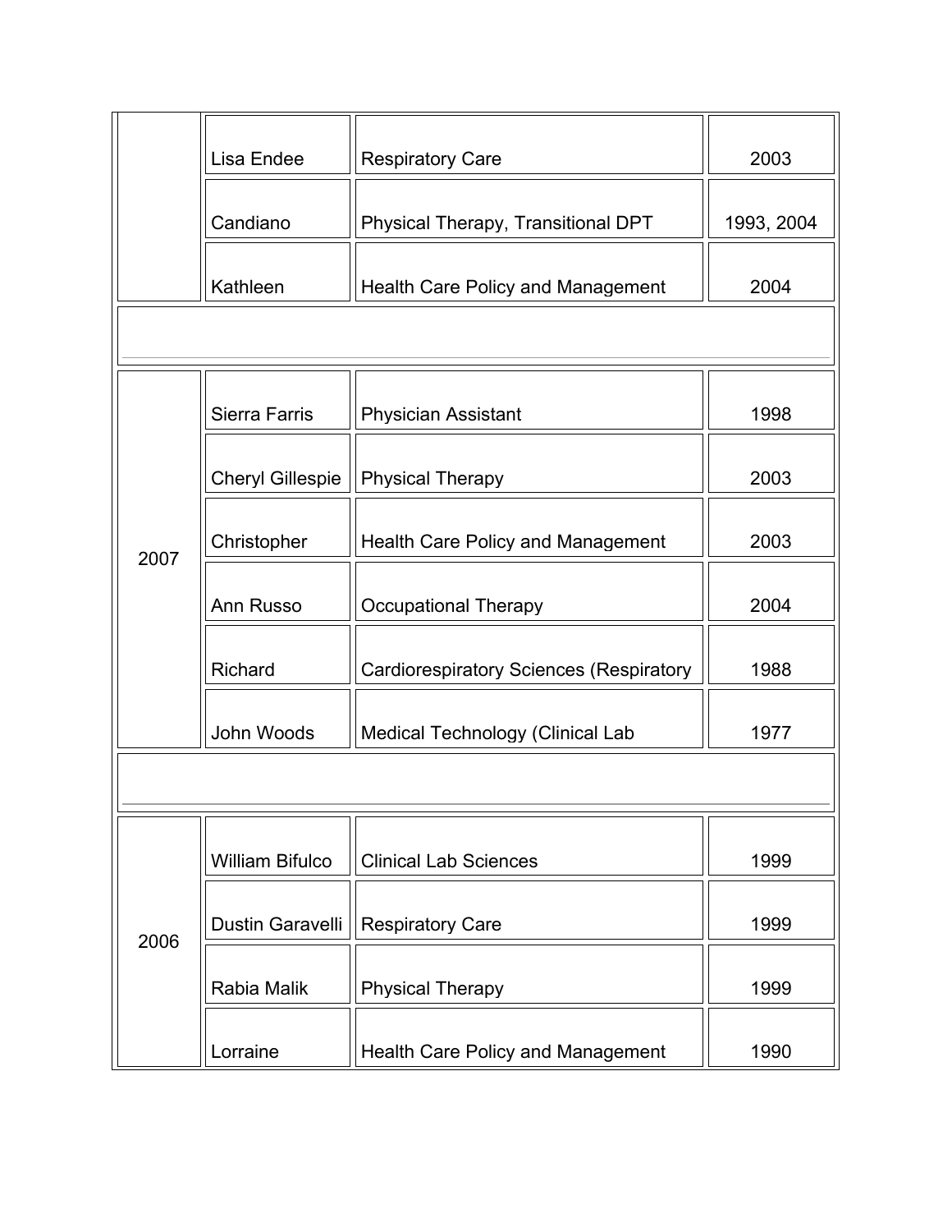| | | | |
|---|---|---|---|
| | Lisa Endee | Respiratory Care | 2003 |
| | Candiano | Physical Therapy, Transitional DPT | 1993, 2004 |
| | Kathleen | Health Care Policy and Management | 2004 |
| | | | |
| 2007 | Sierra Farris | Physician Assistant | 1998 |
| | Cheryl Gillespie | Physical Therapy | 2003 |
| | Christopher | Health Care Policy and Management | 2003 |
| | Ann Russo | Occupational Therapy | 2004 |
| | Richard | Cardiorespiratory Sciences (Respiratory | 1988 |
| | John Woods | Medical Technology (Clinical Lab | 1977 |
| | | | |
| 2006 | William Bifulco | Clinical Lab Sciences | 1999 |
| | Dustin Garavelli | Respiratory Care | 1999 |
| | Rabia Malik | Physical Therapy | 1999 |
| | Lorraine | Health Care Policy and Management | 1990 |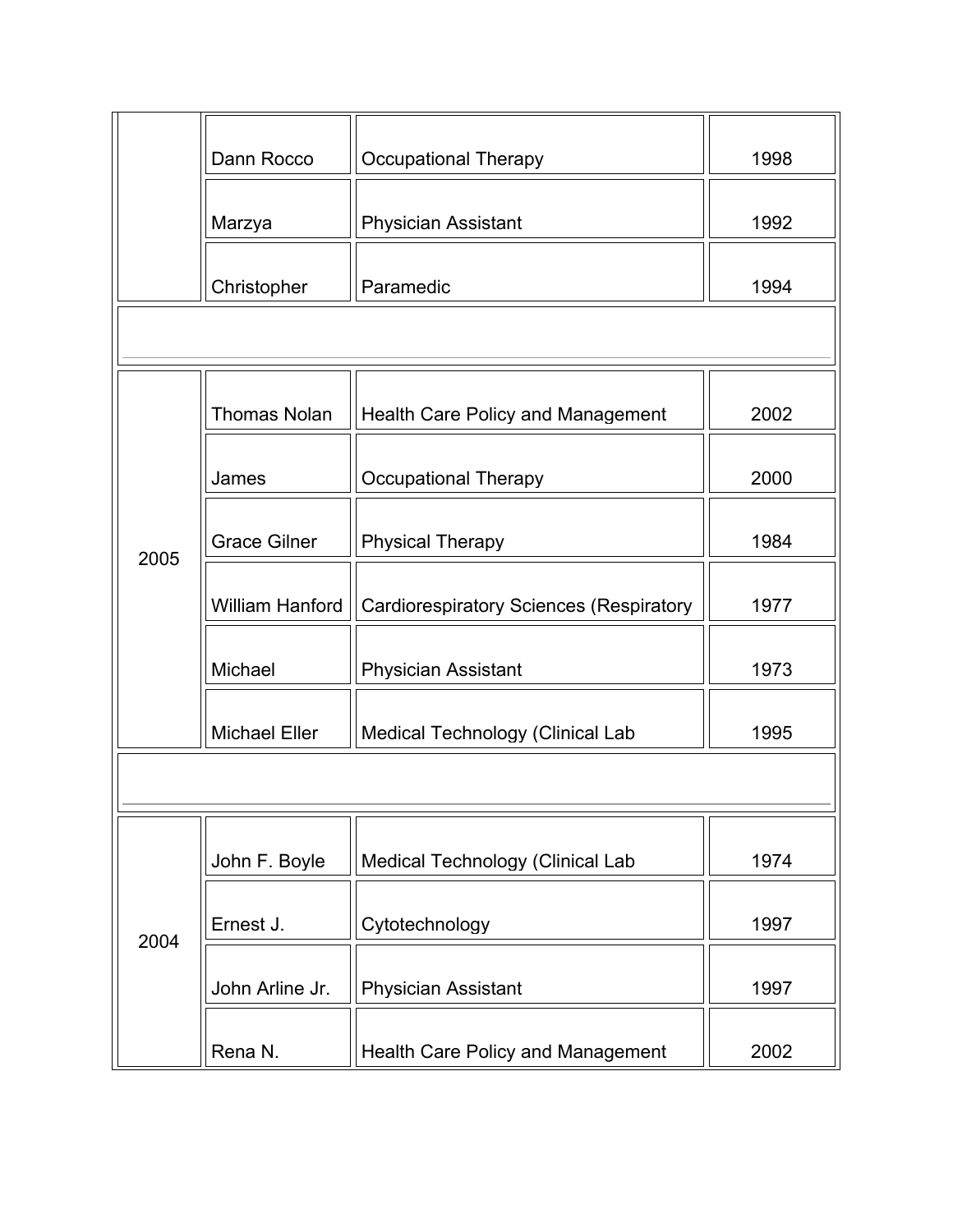| | | | |
|---|---|---|---|
| | Dann Rocco | Occupational Therapy | 1998 |
| | Marzya | Physician Assistant | 1992 |
| | Christopher | Paramedic | 1994 |
| | | | |
| 2005 | Thomas Nolan | Health Care Policy and Management | 2002 |
| | James | Occupational Therapy | 2000 |
| | Grace Gilner | Physical Therapy | 1984 |
| | William Hanford | Cardiorespiratory Sciences (Respiratory | 1977 |
| | Michael | Physician Assistant | 1973 |
| | Michael Eller | Medical Technology (Clinical Lab | 1995 |
| | | | |
| 2004 | John F. Boyle | Medical Technology (Clinical Lab | 1974 |
| | Ernest J. | Cytotechnology | 1997 |
| | John Arline Jr. | Physician Assistant | 1997 |
| | Rena N. | Health Care Policy and Management | 2002 |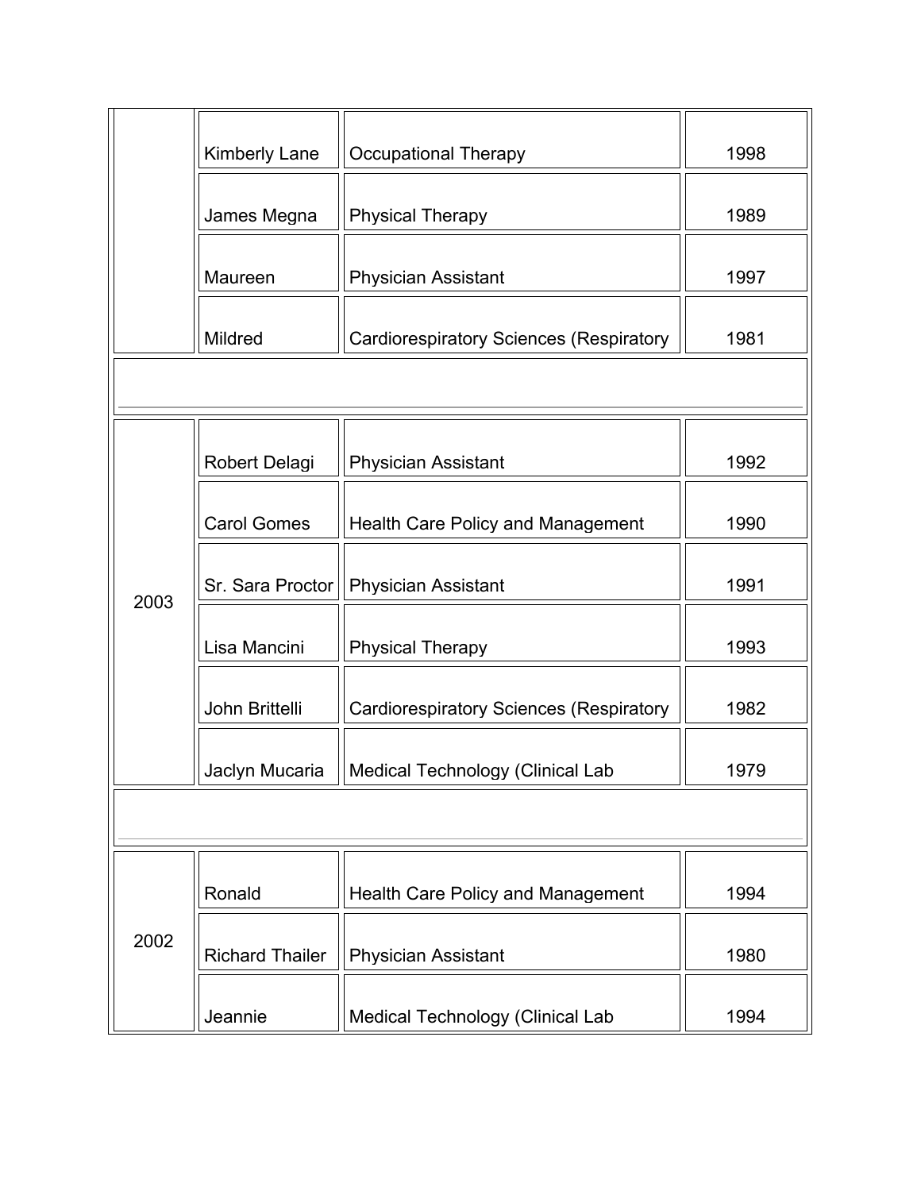| | | | |
|---|---|---|---|
| | Kimberly Lane | Occupational Therapy | 1998 |
| | James Megna | Physical Therapy | 1989 |
| | Maureen | Physician Assistant | 1997 |
| | Mildred | Cardiorespiratory Sciences (Respiratory | 1981 |
| | | | |
| 2003 | Robert Delagi | Physician Assistant | 1992 |
| | Carol Gomes | Health Care Policy and Management | 1990 |
| | Sr. Sara Proctor | Physician Assistant | 1991 |
| | Lisa Mancini | Physical Therapy | 1993 |
| | John Brittelli | Cardiorespiratory Sciences (Respiratory | 1982 |
| | Jaclyn Mucaria | Medical Technology (Clinical Lab | 1979 |
| | | | |
| 2002 | Ronald | Health Care Policy and Management | 1994 |
| | Richard Thailer | Physician Assistant | 1980 |
| | Jeannie | Medical Technology (Clinical Lab | 1994 |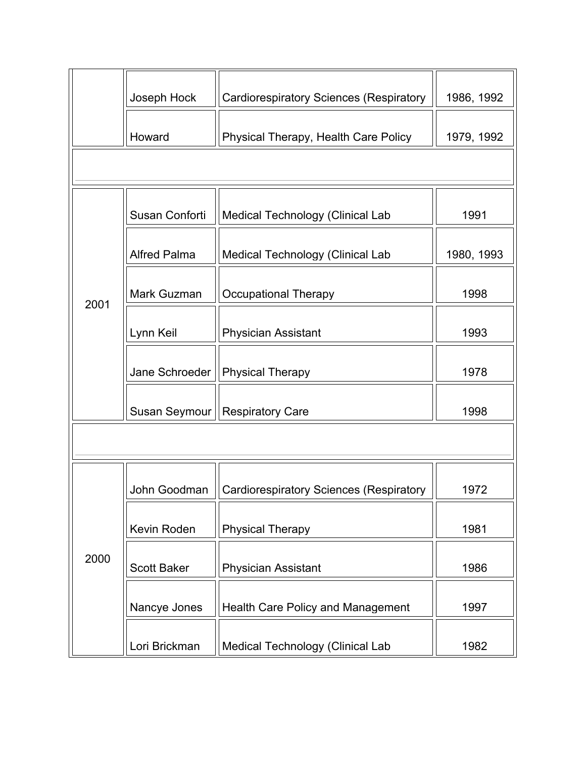| | | | |
|---|---|---|---|
| | Joseph Hock | Cardiorespiratory Sciences (Respiratory | 1986, 1992 |
| | Howard | Physical Therapy, Health Care Policy | 1979, 1992 |
| | | | |
| 2001 | Susan Conforti | Medical Technology (Clinical Lab | 1991 |
| | Alfred Palma | Medical Technology (Clinical Lab | 1980, 1993 |
| | Mark Guzman | Occupational Therapy | 1998 |
| | Lynn Keil | Physician Assistant | 1993 |
| | Jane Schroeder | Physical Therapy | 1978 |
| | Susan Seymour | Respiratory Care | 1998 |
| | | | |
| 2000 | John Goodman | Cardiorespiratory Sciences (Respiratory | 1972 |
| | Kevin Roden | Physical Therapy | 1981 |
| | Scott Baker | Physician Assistant | 1986 |
| | Nancye Jones | Health Care Policy and Management | 1997 |
| | Lori Brickman | Medical Technology (Clinical Lab | 1982 |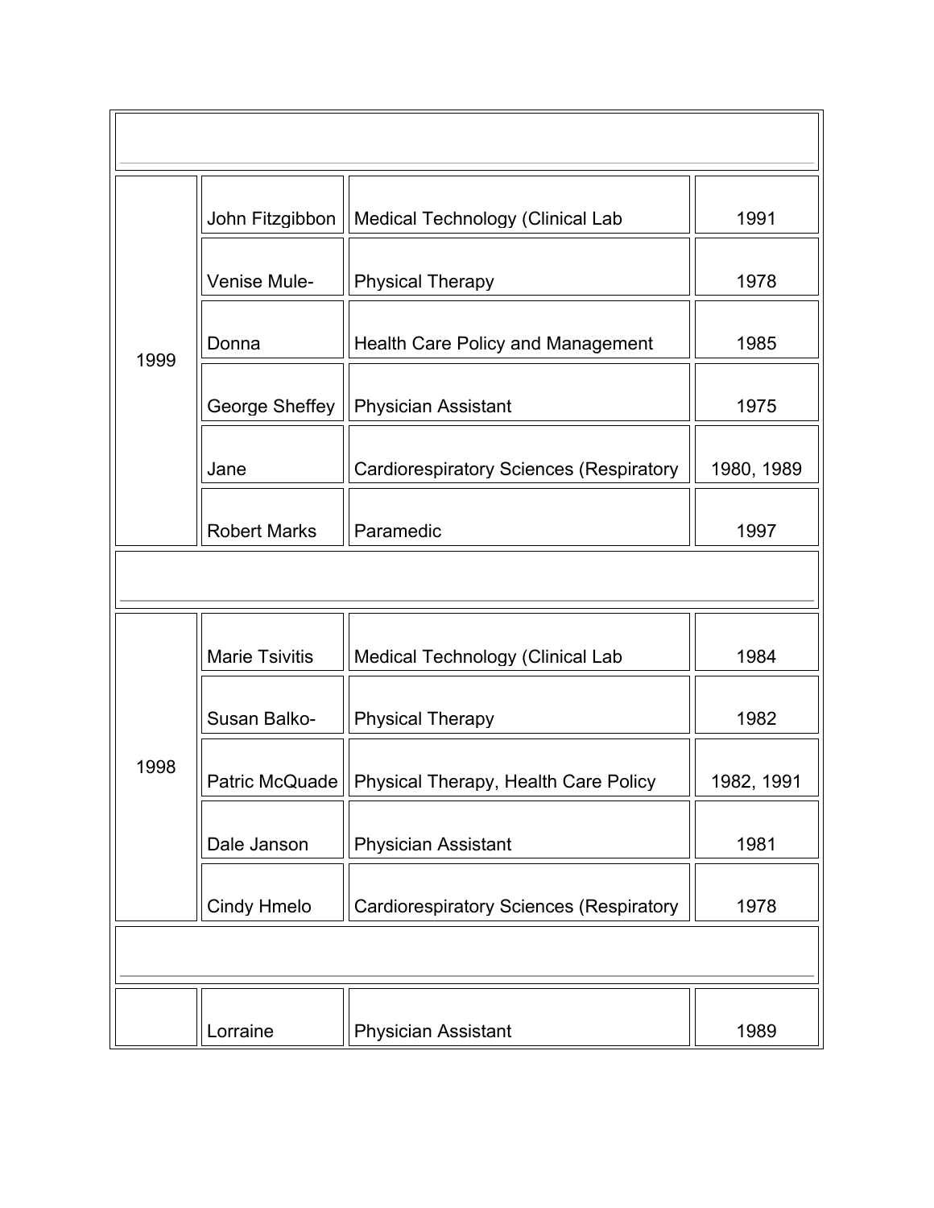| | | | |
|---|---|---|---|
| 1999 | John Fitzgibbon | Medical Technology (Clinical Lab | 1991 |
| | Venise Mule- | Physical Therapy | 1978 |
| | Donna | Health Care Policy and Management | 1985 |
| | George Sheffey | Physician Assistant | 1975 |
| | Jane | Cardiorespiratory Sciences (Respiratory | 1980, 1989 |
| | Robert Marks | Paramedic | 1997 |
| 1998 | Marie Tsivitis | Medical Technology (Clinical Lab | 1984 |
| | Susan Balko- | Physical Therapy | 1982 |
| | Patric McQuade | Physical Therapy, Health Care Policy | 1982, 1991 |
| | Dale Janson | Physician Assistant | 1981 |
| | Cindy Hmelo | Cardiorespiratory Sciences (Respiratory | 1978 |
| | Lorraine | Physician Assistant | 1989 |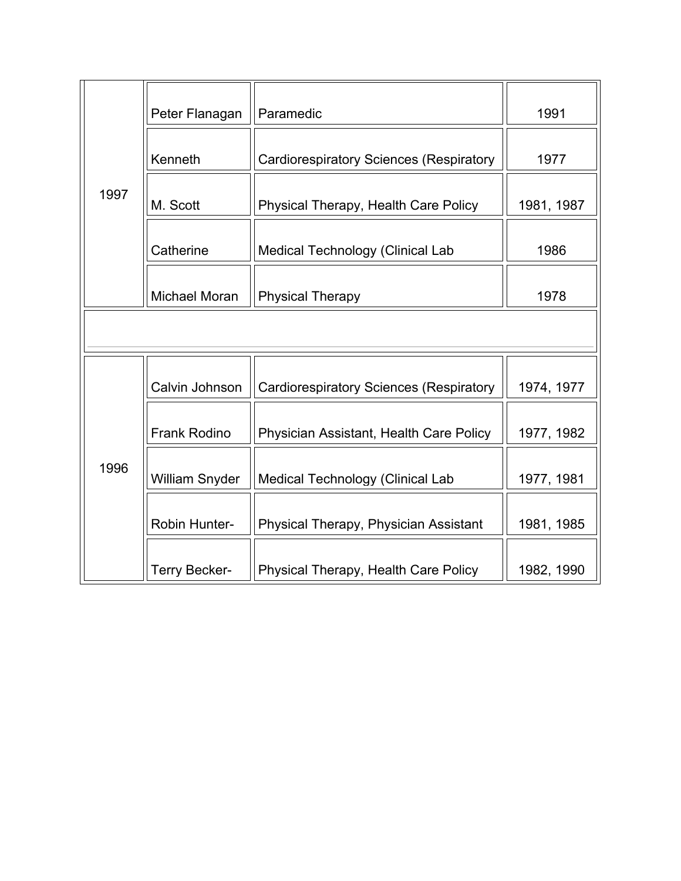| | | | |
|---|---|---|---|
| 1997 | Peter Flanagan | Paramedic | 1991 |
| | Kenneth | Cardiorespiratory Sciences (Respiratory | 1977 |
| | M. Scott | Physical Therapy, Health Care Policy | 1981, 1987 |
| | Catherine | Medical Technology (Clinical Lab | 1986 |
| | Michael Moran | Physical Therapy | 1978 |
| | | | |
| 1996 | Calvin Johnson | Cardiorespiratory Sciences (Respiratory | 1974, 1977 |
| | Frank Rodino | Physician Assistant, Health Care Policy | 1977, 1982 |
| | William Snyder | Medical Technology (Clinical Lab | 1977, 1981 |
| | Robin Hunter- | Physical Therapy, Physician Assistant | 1981, 1985 |
| | Terry Becker- | Physical Therapy, Health Care Policy | 1982, 1990 |